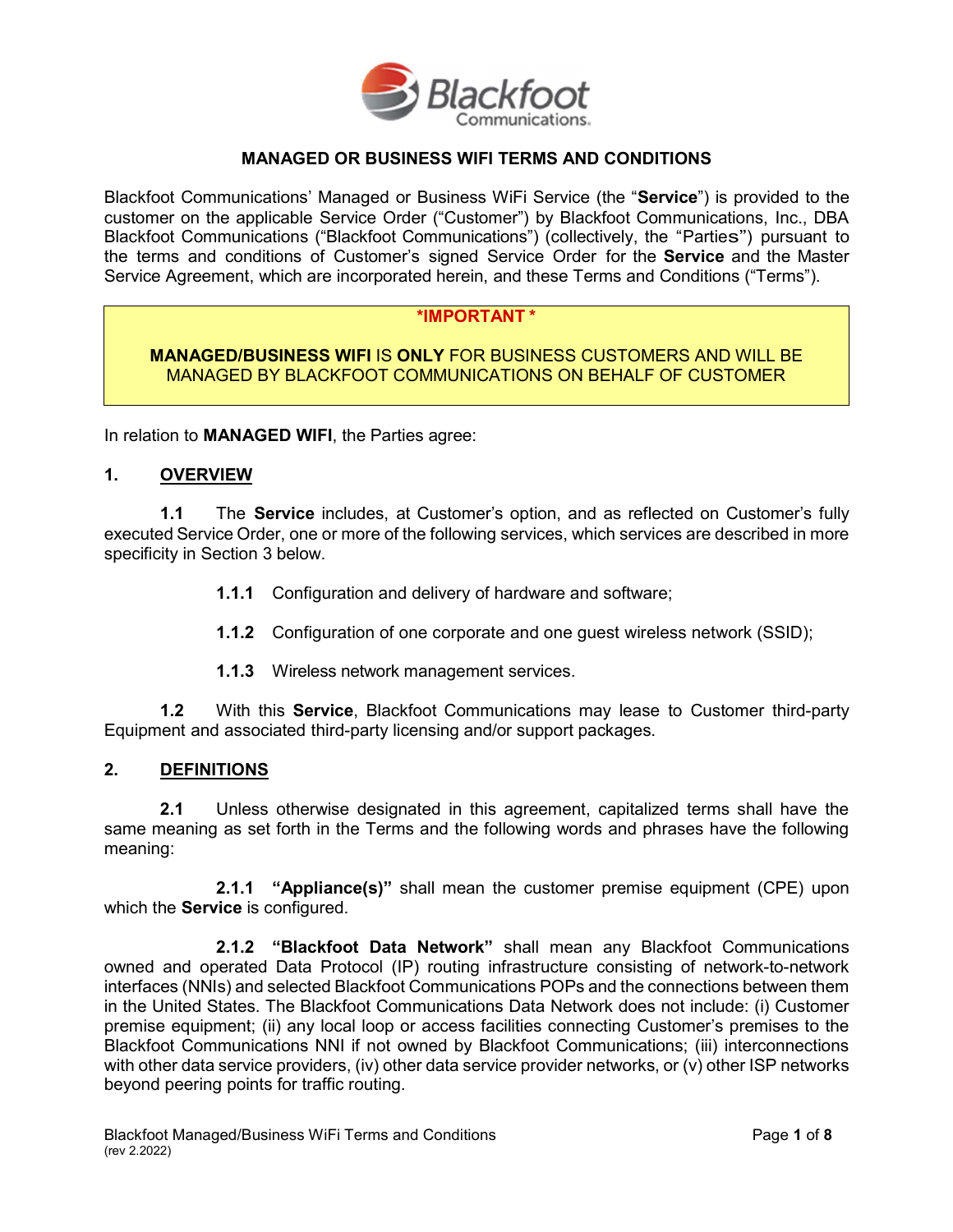# MANAGED OR BUSINESS WIFI TERMS AND CONDITIONS

Blackfoot Communications' Managed or Business WiFi Service (the "**Service**") is provided to the customer on the applicable Service Order ("Customer") by Blackfoot Communications, Inc., DBA Blackfoot Communications ("Blackfoot Communications") (collectively, the "Parties") pursuant to the terms and conditions of Customer's signed Service Order for the **Service** and the Master Service Agreement, which are incorporated herein, and these Terms and Conditions ("Terms").

> ***IMPORTANT ***
>
> **MANAGED/BUSINESS WIFI** IS **ONLY** FOR BUSINESS CUSTOMERS AND WILL BE MANAGED BY BLACKFOOT COMMUNICATIONS ON BEHALF OF CUSTOMER

In relation to **MANAGED WIFI**, the Parties agree:

## 1. OVERVIEW

**1.1** The **Service** includes, at Customer's option, and as reflected on Customer's fully executed Service Order, one or more of the following services, which services are described in more specificity in Section 3 below.

**1.1.1** Configuration and delivery of hardware and software;

**1.1.2** Configuration of one corporate and one guest wireless network (SSID);

**1.1.3** Wireless network management services.

**1.2** With this **Service**, Blackfoot Communications may lease to Customer third-party Equipment and associated third-party licensing and/or support packages.

## 2. DEFINITIONS

**2.1** Unless otherwise designated in this agreement, capitalized terms shall have the same meaning as set forth in the Terms and the following words and phrases have the following meaning:

**2.1.1** **"Appliance(s)"** shall mean the customer premise equipment (CPE) upon which the **Service** is configured.

**2.1.2** **"Blackfoot Data Network"** shall mean any Blackfoot Communications owned and operated Data Protocol (IP) routing infrastructure consisting of network-to-network interfaces (NNIs) and selected Blackfoot Communications POPs and the connections between them in the United States. The Blackfoot Communications Data Network does not include: (i) Customer premise equipment; (ii) any local loop or access facilities connecting Customer's premises to the Blackfoot Communications NNI if not owned by Blackfoot Communications; (iii) interconnections with other data service providers, (iv) other data service provider networks, or (v) other ISP networks beyond peering points for traffic routing.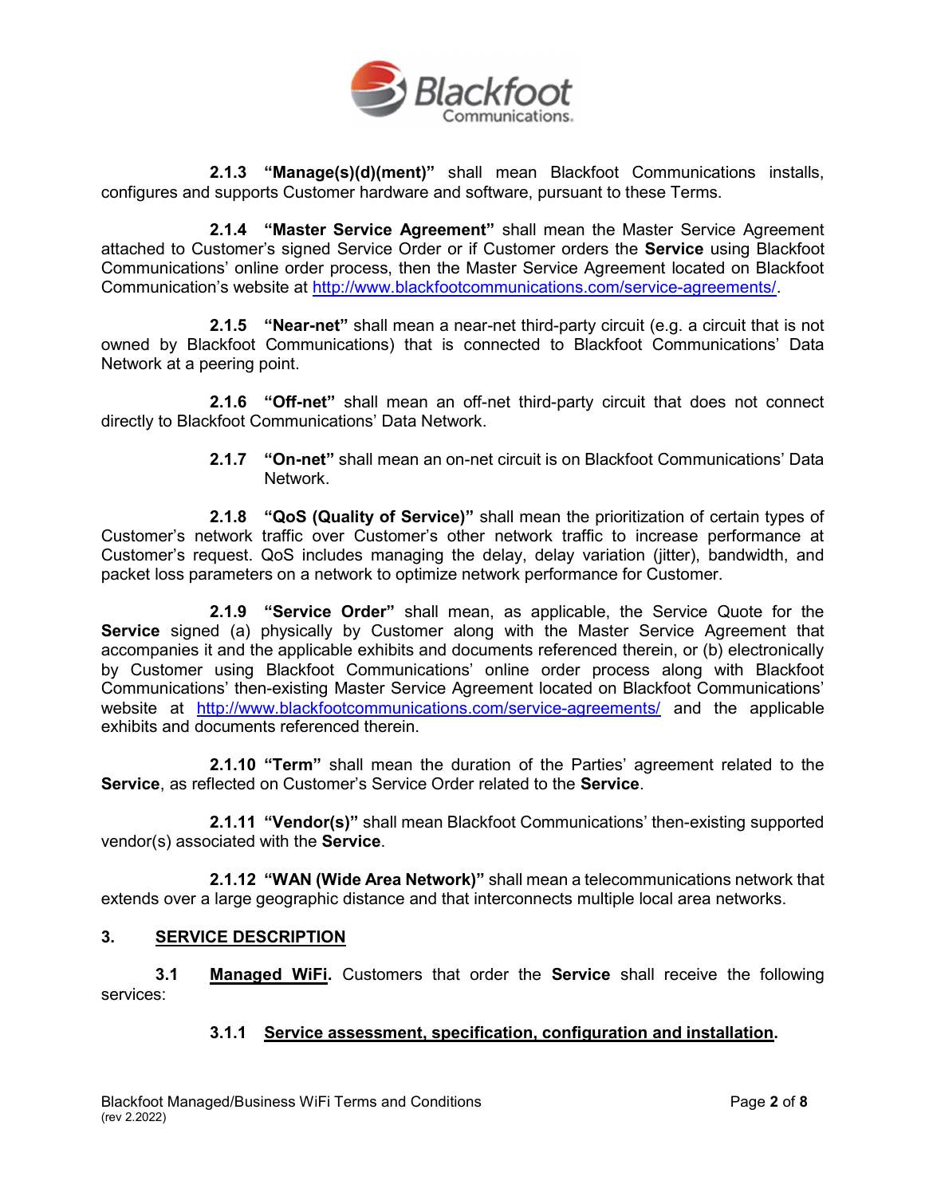**2.1.3 "Manage(s)(d)(ment)"** shall mean Blackfoot Communications installs, configures and supports Customer hardware and software, pursuant to these Terms.

**2.1.4 "Master Service Agreement"** shall mean the Master Service Agreement attached to Customer's signed Service Order or if Customer orders the **Service** using Blackfoot Communications' online order process, then the Master Service Agreement located on Blackfoot Communication's website at http://www.blackfootcommunications.com/service-agreements/.

**2.1.5 "Near-net"** shall mean a near-net third-party circuit (e.g. a circuit that is not owned by Blackfoot Communications) that is connected to Blackfoot Communications' Data Network at a peering point.

**2.1.6 "Off-net"** shall mean an off-net third-party circuit that does not connect directly to Blackfoot Communications' Data Network.

**2.1.7 "On-net"** shall mean an on-net circuit is on Blackfoot Communications' Data Network.

**2.1.8 "QoS (Quality of Service)"** shall mean the prioritization of certain types of Customer's network traffic over Customer's other network traffic to increase performance at Customer's request. QoS includes managing the delay, delay variation (jitter), bandwidth, and packet loss parameters on a network to optimize network performance for Customer.

**2.1.9 "Service Order"** shall mean, as applicable, the Service Quote for the **Service** signed (a) physically by Customer along with the Master Service Agreement that accompanies it and the applicable exhibits and documents referenced therein, or (b) electronically by Customer using Blackfoot Communications' online order process along with Blackfoot Communications' then-existing Master Service Agreement located on Blackfoot Communications' website at http://www.blackfootcommunications.com/service-agreements/ and the applicable exhibits and documents referenced therein.

**2.1.10 "Term"** shall mean the duration of the Parties' agreement related to the **Service**, as reflected on Customer's Service Order related to the **Service**.

**2.1.11 "Vendor(s)"** shall mean Blackfoot Communications' then-existing supported vendor(s) associated with the **Service**.

**2.1.12 "WAN (Wide Area Network)"** shall mean a telecommunications network that extends over a large geographic distance and that interconnects multiple local area networks.

## 3. SERVICE DESCRIPTION

**3.1 Managed WiFi.** Customers that order the **Service** shall receive the following services:

**3.1.1 Service assessment, specification, configuration and installation.**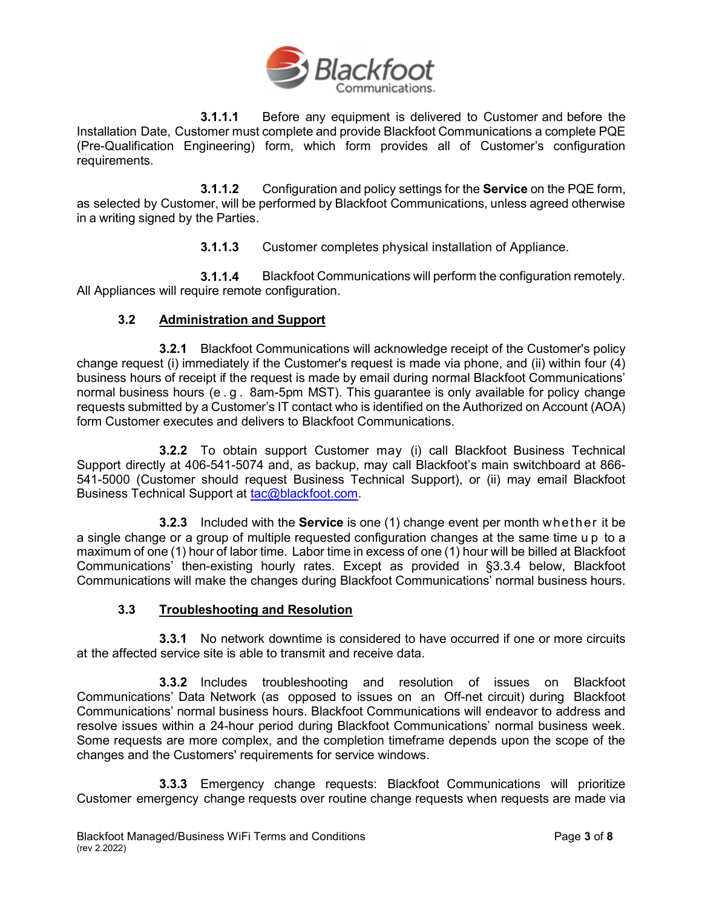**3.1.1.1** Before any equipment is delivered to Customer and before the Installation Date, Customer must complete and provide Blackfoot Communications a complete PQE (Pre-Qualification Engineering) form, which form provides all of Customer's configuration requirements.

**3.1.1.2** Configuration and policy settings for the **Service** on the PQE form, as selected by Customer, will be performed by Blackfoot Communications, unless agreed otherwise in a writing signed by the Parties.

**3.1.1.3** Customer completes physical installation of Appliance.

**3.1.1.4** Blackfoot Communications will perform the configuration remotely. All Appliances will require remote configuration.

### 3.2 Administration and Support

**3.2.1** Blackfoot Communications will acknowledge receipt of the Customer's policy change request (i) immediately if the Customer's request is made via phone, and (ii) within four (4) business hours of receipt if the request is made by email during normal Blackfoot Communications' normal business hours (e.g. 8am-5pm MST). This guarantee is only available for policy change requests submitted by a Customer's IT contact who is identified on the Authorized on Account (AOA) form Customer executes and delivers to Blackfoot Communications.

**3.2.2** To obtain support Customer may (i) call Blackfoot Business Technical Support directly at 406-541-5074 and, as backup, may call Blackfoot's main switchboard at 866-541-5000 (Customer should request Business Technical Support), or (ii) may email Blackfoot Business Technical Support at tac@blackfoot.com.

**3.2.3** Included with the **Service** is one (1) change event per month whether it be a single change or a group of multiple requested configuration changes at the same time up to a maximum of one (1) hour of labor time. Labor time in excess of one (1) hour will be billed at Blackfoot Communications' then-existing hourly rates. Except as provided in §3.3.4 below, Blackfoot Communications will make the changes during Blackfoot Communications' normal business hours.

### 3.3 Troubleshooting and Resolution

**3.3.1** No network downtime is considered to have occurred if one or more circuits at the affected service site is able to transmit and receive data.

**3.3.2** Includes troubleshooting and resolution of issues on Blackfoot Communications' Data Network (as opposed to issues on an Off-net circuit) during Blackfoot Communications' normal business hours. Blackfoot Communications will endeavor to address and resolve issues within a 24-hour period during Blackfoot Communications' normal business week. Some requests are more complex, and the completion timeframe depends upon the scope of the changes and the Customers' requirements for service windows.

**3.3.3** Emergency change requests: Blackfoot Communications will prioritize Customer emergency change requests over routine change requests when requests are made via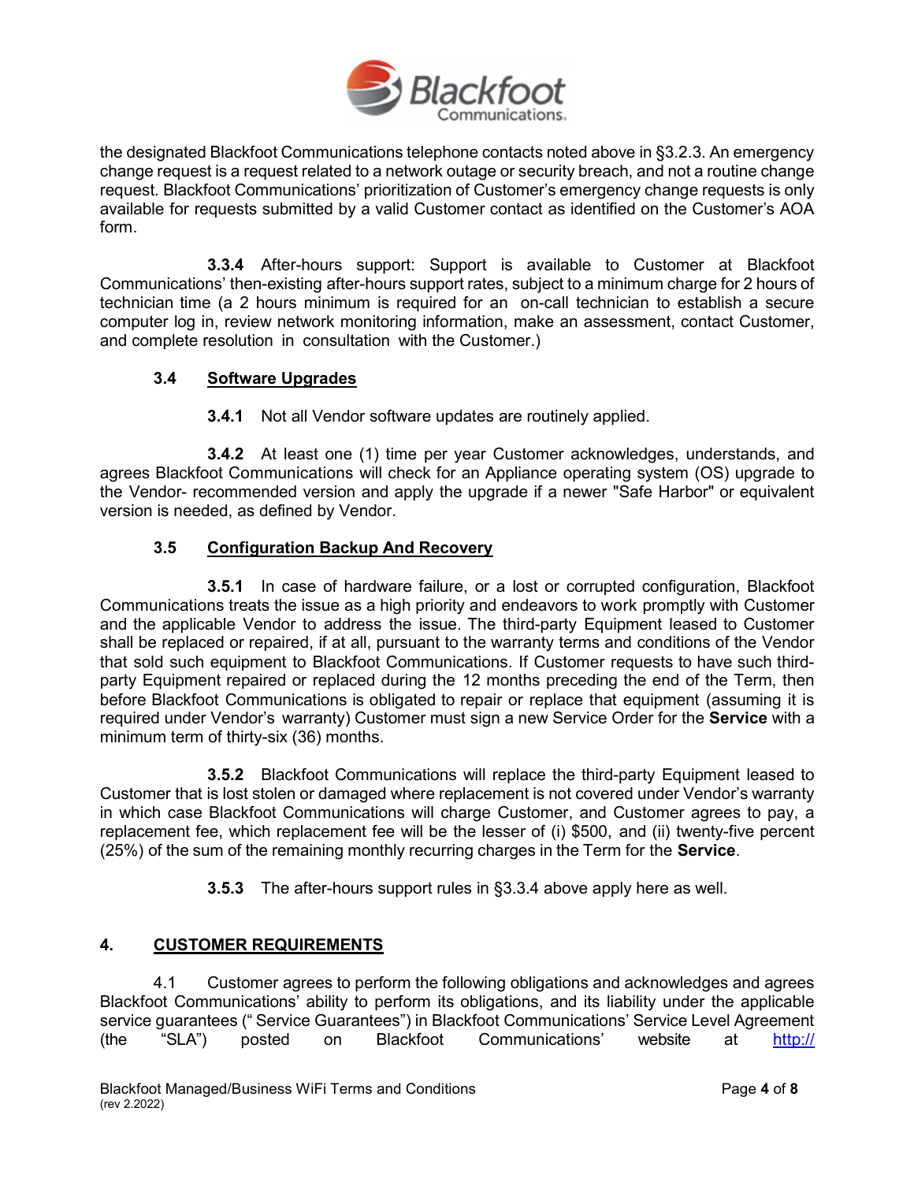the designated Blackfoot Communications telephone contacts noted above in §3.2.3. An emergency change request is a request related to a network outage or security breach, and not a routine change request. Blackfoot Communications' prioritization of Customer's emergency change requests is only available for requests submitted by a valid Customer contact as identified on the Customer's AOA form.

**3.3.4** After-hours support: Support is available to Customer at Blackfoot Communications' then-existing after-hours support rates, subject to a minimum charge for 2 hours of technician time (a 2 hours minimum is required for an on-call technician to establish a secure computer log in, review network monitoring information, make an assessment, contact Customer, and complete resolution in consultation with the Customer.)

### 3.4 Software Upgrades

**3.4.1** Not all Vendor software updates are routinely applied.

**3.4.2** At least one (1) time per year Customer acknowledges, understands, and agrees Blackfoot Communications will check for an Appliance operating system (OS) upgrade to the Vendor- recommended version and apply the upgrade if a newer "Safe Harbor" or equivalent version is needed, as defined by Vendor.

### 3.5 Configuration Backup And Recovery

**3.5.1** In case of hardware failure, or a lost or corrupted configuration, Blackfoot Communications treats the issue as a high priority and endeavors to work promptly with Customer and the applicable Vendor to address the issue. The third-party Equipment leased to Customer shall be replaced or repaired, if at all, pursuant to the warranty terms and conditions of the Vendor that sold such equipment to Blackfoot Communications. If Customer requests to have such third-party Equipment repaired or replaced during the 12 months preceding the end of the Term, then before Blackfoot Communications is obligated to repair or replace that equipment (assuming it is required under Vendor's warranty) Customer must sign a new Service Order for the **Service** with a minimum term of thirty-six (36) months.

**3.5.2** Blackfoot Communications will replace the third-party Equipment leased to Customer that is lost stolen or damaged where replacement is not covered under Vendor's warranty in which case Blackfoot Communications will charge Customer, and Customer agrees to pay, a replacement fee, which replacement fee will be the lesser of (i) $500, and (ii) twenty-five percent (25%) of the sum of the remaining monthly recurring charges in the Term for the **Service**.

**3.5.3** The after-hours support rules in §3.3.4 above apply here as well.

## 4. CUSTOMER REQUIREMENTS

4.1 Customer agrees to perform the following obligations and acknowledges and agrees Blackfoot Communications' ability to perform its obligations, and its liability under the applicable service guarantees (" Service Guarantees") in Blackfoot Communications' Service Level Agreement (the "SLA") posted on Blackfoot Communications' website at http://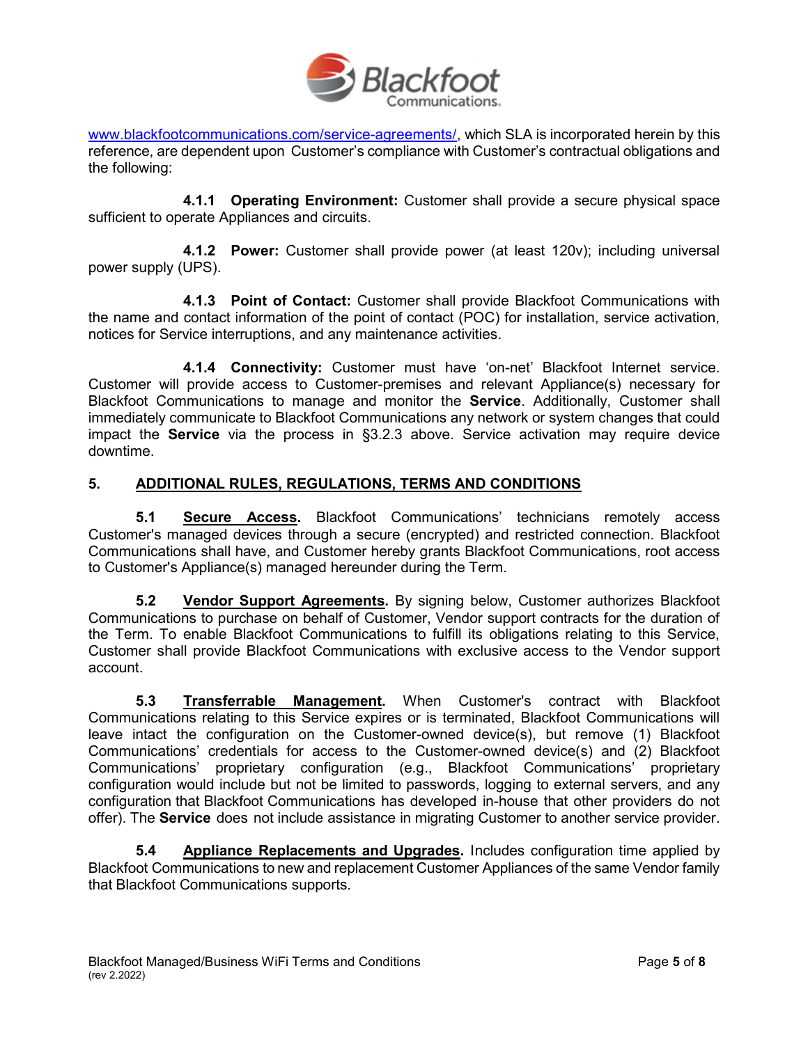[www.blackfootcommunications.com/service-agreements/](http://www.blackfootcommunications.com/service-agreements/), which SLA is incorporated herein by this reference, are dependent upon Customer's compliance with Customer's contractual obligations and the following:

**4.1.1 Operating Environment:** Customer shall provide a secure physical space sufficient to operate Appliances and circuits.

**4.1.2 Power:** Customer shall provide power (at least 120v); including universal power supply (UPS).

**4.1.3 Point of Contact:** Customer shall provide Blackfoot Communications with the name and contact information of the point of contact (POC) for installation, service activation, notices for Service interruptions, and any maintenance activities.

**4.1.4 Connectivity:** Customer must have 'on-net' Blackfoot Internet service. Customer will provide access to Customer-premises and relevant Appliance(s) necessary for Blackfoot Communications to manage and monitor the **Service**. Additionally, Customer shall immediately communicate to Blackfoot Communications any network or system changes that could impact the **Service** via the process in §3.2.3 above. Service activation may require device downtime.

## 5. ADDITIONAL RULES, REGULATIONS, TERMS AND CONDITIONS

**5.1 Secure Access.** Blackfoot Communications' technicians remotely access Customer's managed devices through a secure (encrypted) and restricted connection. Blackfoot Communications shall have, and Customer hereby grants Blackfoot Communications, root access to Customer's Appliance(s) managed hereunder during the Term.

**5.2 Vendor Support Agreements.** By signing below, Customer authorizes Blackfoot Communications to purchase on behalf of Customer, Vendor support contracts for the duration of the Term. To enable Blackfoot Communications to fulfill its obligations relating to this Service, Customer shall provide Blackfoot Communications with exclusive access to the Vendor support account.

**5.3 Transferrable Management.** When Customer's contract with Blackfoot Communications relating to this Service expires or is terminated, Blackfoot Communications will leave intact the configuration on the Customer-owned device(s), but remove (1) Blackfoot Communications' credentials for access to the Customer-owned device(s) and (2) Blackfoot Communications' proprietary configuration (e.g., Blackfoot Communications' proprietary configuration would include but not be limited to passwords, logging to external servers, and any configuration that Blackfoot Communications has developed in-house that other providers do not offer). The **Service** does not include assistance in migrating Customer to another service provider.

**5.4 Appliance Replacements and Upgrades.** Includes configuration time applied by Blackfoot Communications to new and replacement Customer Appliances of the same Vendor family that Blackfoot Communications supports.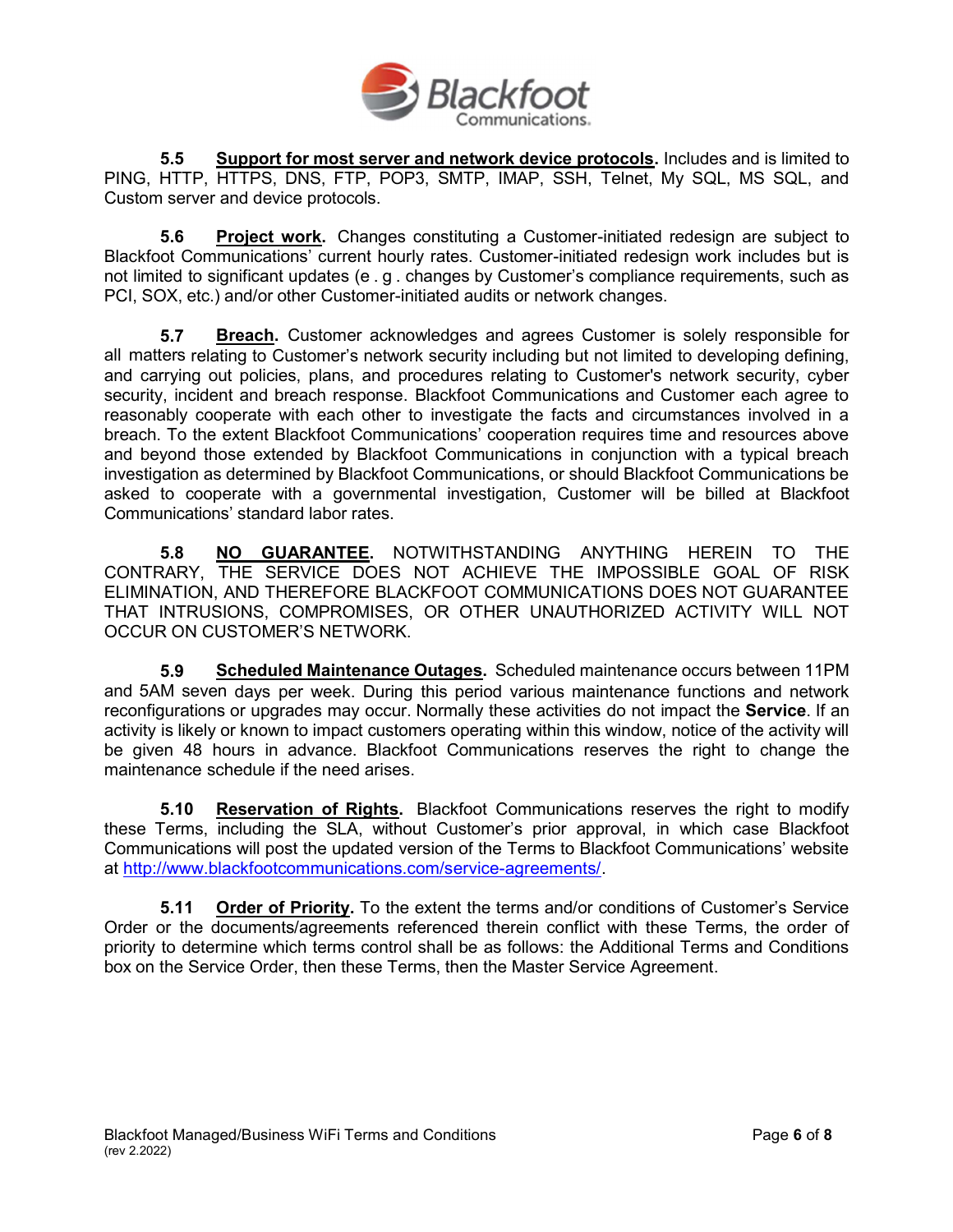**5.5 Support for most server and network device protocols.** Includes and is limited to PING, HTTP, HTTPS, DNS, FTP, POP3, SMTP, IMAP, SSH, Telnet, My SQL, MS SQL, and Custom server and device protocols.

**5.6 Project work.** Changes constituting a Customer-initiated redesign are subject to Blackfoot Communications' current hourly rates. Customer-initiated redesign work includes but is not limited to significant updates (e . g . changes by Customer's compliance requirements, such as PCI, SOX, etc.) and/or other Customer-initiated audits or network changes.

**5.7 Breach.** Customer acknowledges and agrees Customer is solely responsible for all matters relating to Customer's network security including but not limited to developing defining, and carrying out policies, plans, and procedures relating to Customer's network security, cyber security, incident and breach response. Blackfoot Communications and Customer each agree to reasonably cooperate with each other to investigate the facts and circumstances involved in a breach. To the extent Blackfoot Communications' cooperation requires time and resources above and beyond those extended by Blackfoot Communications in conjunction with a typical breach investigation as determined by Blackfoot Communications, or should Blackfoot Communications be asked to cooperate with a governmental investigation, Customer will be billed at Blackfoot Communications' standard labor rates.

**5.8 NO GUARANTEE.** NOTWITHSTANDING ANYTHING HEREIN TO THE CONTRARY, THE SERVICE DOES NOT ACHIEVE THE IMPOSSIBLE GOAL OF RISK ELIMINATION, AND THEREFORE BLACKFOOT COMMUNICATIONS DOES NOT GUARANTEE THAT INTRUSIONS, COMPROMISES, OR OTHER UNAUTHORIZED ACTIVITY WILL NOT OCCUR ON CUSTOMER'S NETWORK.

**5.9 Scheduled Maintenance Outages.** Scheduled maintenance occurs between 11PM and 5AM seven days per week. During this period various maintenance functions and network reconfigurations or upgrades may occur. Normally these activities do not impact the **Service**. If an activity is likely or known to impact customers operating within this window, notice of the activity will be given 48 hours in advance. Blackfoot Communications reserves the right to change the maintenance schedule if the need arises.

**5.10 Reservation of Rights.** Blackfoot Communications reserves the right to modify these Terms, including the SLA, without Customer's prior approval, in which case Blackfoot Communications will post the updated version of the Terms to Blackfoot Communications' website at http://www.blackfootcommunications.com/service-agreements/.

**5.11 Order of Priority.** To the extent the terms and/or conditions of Customer's Service Order or the documents/agreements referenced therein conflict with these Terms, the order of priority to determine which terms control shall be as follows: the Additional Terms and Conditions box on the Service Order, then these Terms, then the Master Service Agreement.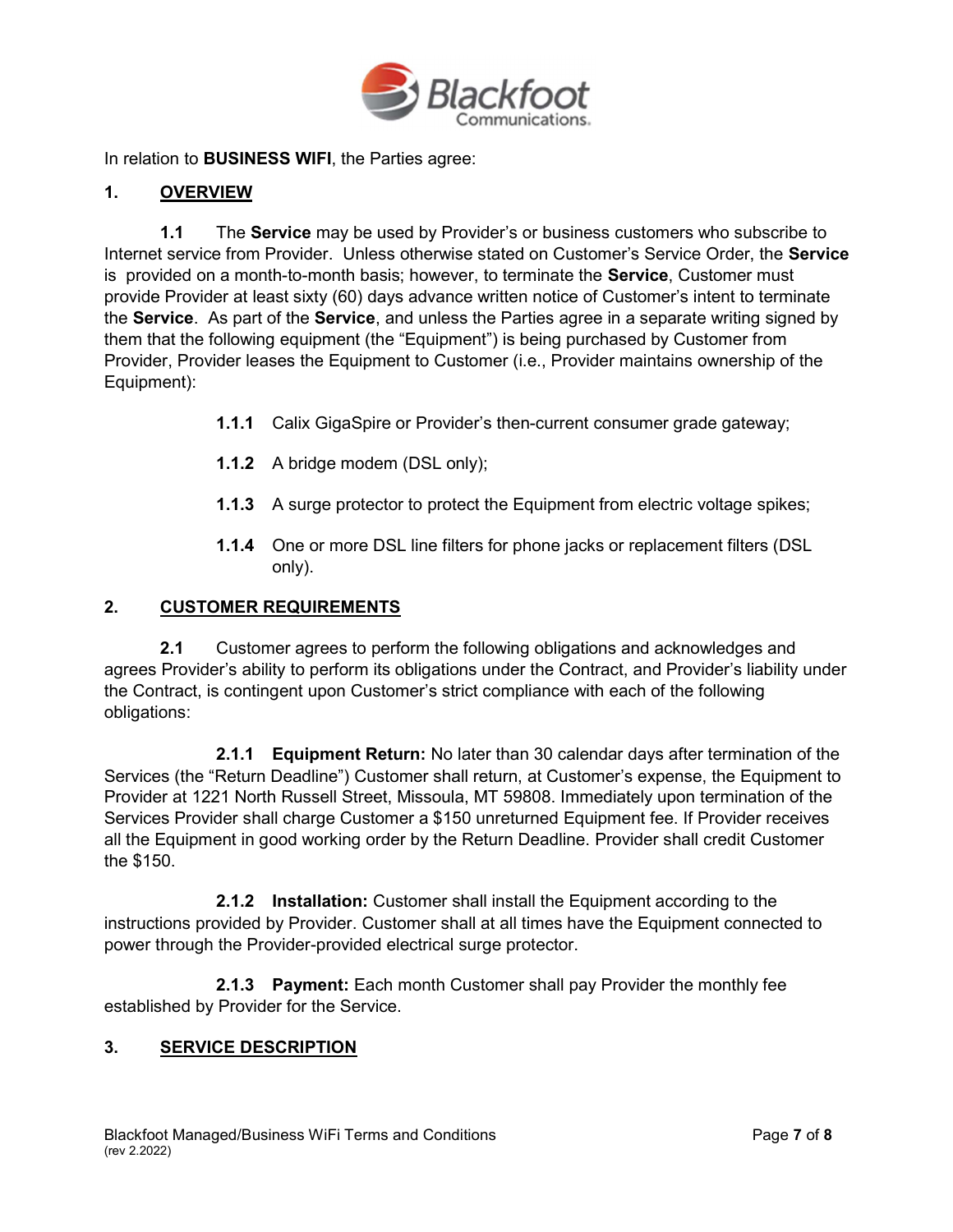In relation to **BUSINESS WIFI**, the Parties agree:

## 1. OVERVIEW

**1.1** The **Service** may be used by Provider's or business customers who subscribe to Internet service from Provider. Unless otherwise stated on Customer's Service Order, the **Service** is provided on a month-to-month basis; however, to terminate the **Service**, Customer must provide Provider at least sixty (60) days advance written notice of Customer's intent to terminate the **Service**. As part of the **Service**, and unless the Parties agree in a separate writing signed by them that the following equipment (the "Equipment") is being purchased by Customer from Provider, Provider leases the Equipment to Customer (i.e., Provider maintains ownership of the Equipment):

- **1.1.1** Calix GigaSpire or Provider's then-current consumer grade gateway;
- **1.1.2** A bridge modem (DSL only);
- **1.1.3** A surge protector to protect the Equipment from electric voltage spikes;
- **1.1.4** One or more DSL line filters for phone jacks or replacement filters (DSL only).

## 2. CUSTOMER REQUIREMENTS

**2.1** Customer agrees to perform the following obligations and acknowledges and agrees Provider's ability to perform its obligations under the Contract, and Provider's liability under the Contract, is contingent upon Customer's strict compliance with each of the following obligations:

**2.1.1 Equipment Return:** No later than 30 calendar days after termination of the Services (the "Return Deadline") Customer shall return, at Customer's expense, the Equipment to Provider at 1221 North Russell Street, Missoula, MT 59808. Immediately upon termination of the Services Provider shall charge Customer a $150 unreturned Equipment fee. If Provider receives all the Equipment in good working order by the Return Deadline. Provider shall credit Customer the $150.

**2.1.2 Installation:** Customer shall install the Equipment according to the instructions provided by Provider. Customer shall at all times have the Equipment connected to power through the Provider-provided electrical surge protector.

**2.1.3 Payment:** Each month Customer shall pay Provider the monthly fee established by Provider for the Service.

## 3. SERVICE DESCRIPTION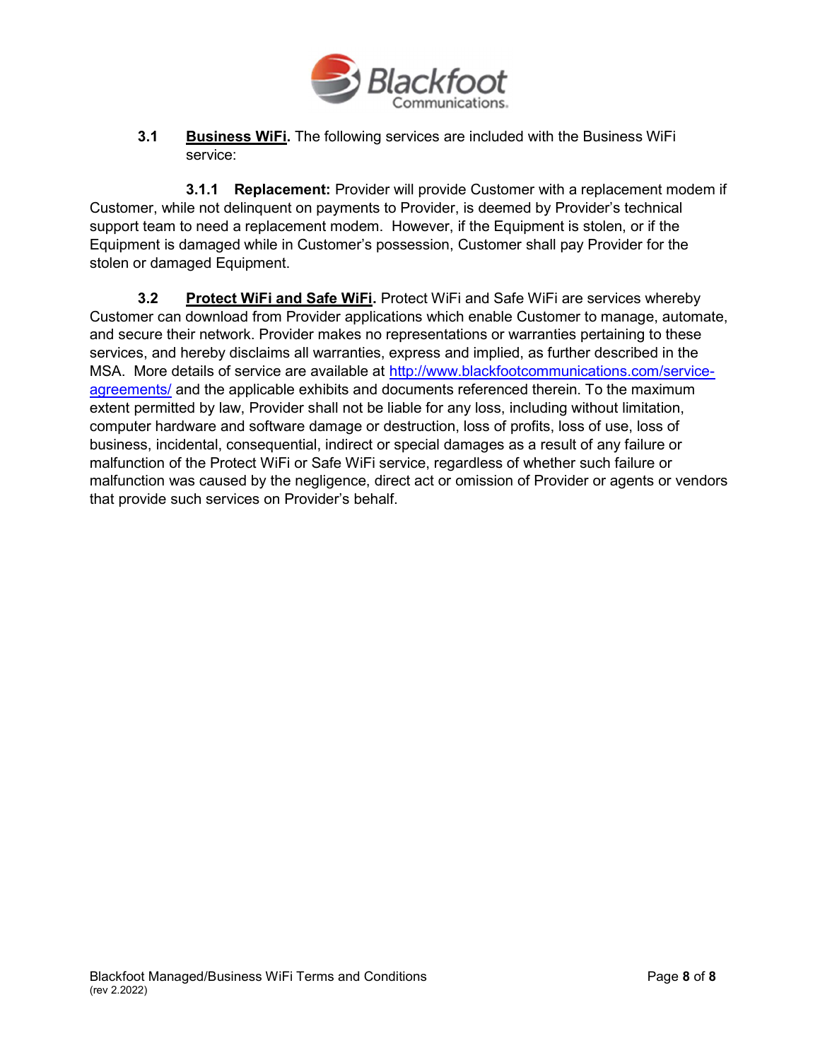**3.1** **Business WiFi.** The following services are included with the Business WiFi service:

**3.1.1** **Replacement:** Provider will provide Customer with a replacement modem if Customer, while not delinquent on payments to Provider, is deemed by Provider's technical support team to need a replacement modem. However, if the Equipment is stolen, or if the Equipment is damaged while in Customer's possession, Customer shall pay Provider for the stolen or damaged Equipment.

**3.2** **Protect WiFi and Safe WiFi.** Protect WiFi and Safe WiFi are services whereby Customer can download from Provider applications which enable Customer to manage, automate, and secure their network. Provider makes no representations or warranties pertaining to these services, and hereby disclaims all warranties, express and implied, as further described in the MSA. More details of service are available at [http://www.blackfootcommunications.com/service-agreements/](http://www.blackfootcommunications.com/service-agreements/) and the applicable exhibits and documents referenced therein. To the maximum extent permitted by law, Provider shall not be liable for any loss, including without limitation, computer hardware and software damage or destruction, loss of profits, loss of use, loss of business, incidental, consequential, indirect or special damages as a result of any failure or malfunction of the Protect WiFi or Safe WiFi service, regardless of whether such failure or malfunction was caused by the negligence, direct act or omission of Provider or agents or vendors that provide such services on Provider's behalf.